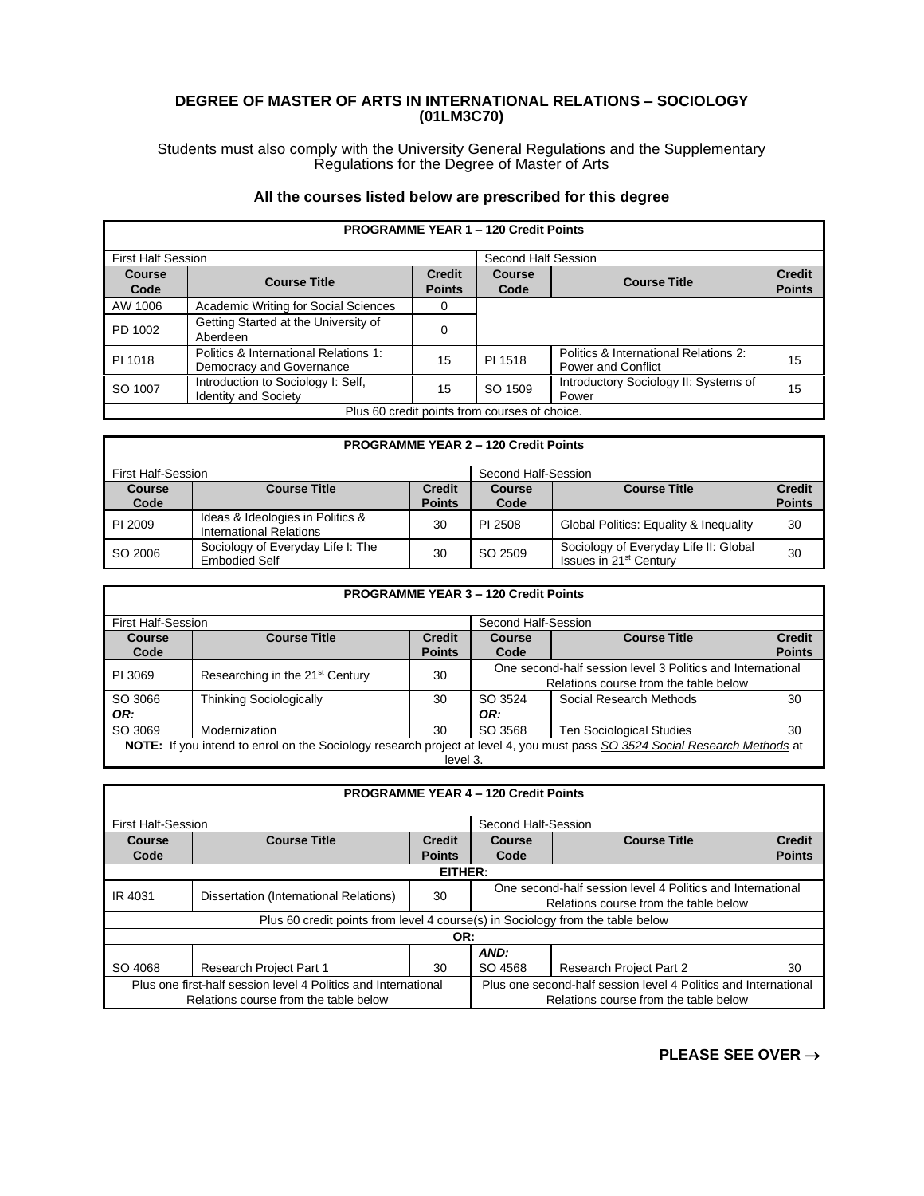# DEGREE OF MASTER OF ARTS IN INTERNATIONAL RELATIONS – SOCIOLOGY (01LM3C70)

Students must also comply with the University General Regulations and the Supplementary Regulations for the Degree of Master of Arts

### All the courses listed below are prescribed for this degree

| PROGRAMME YEAR 1 – 120 Credit Points | | | | | |
|---|---|---|---|---|---|
| First Half Session | | | Second Half Session | | |
| **Course Code** | **Course Title** | **Credit Points** | **Course Code** | **Course Title** | **Credit Points** |
| AW 1006 | Academic Writing for Social Sciences | 0 | | | |
| PD 1002 | Getting Started at the University of Aberdeen | 0 | | | |
| PI 1018 | Politics & International Relations 1: Democracy and Governance | 15 | PI 1518 | Politics & International Relations 2: Power and Conflict | 15 |
| SO 1007 | Introduction to Sociology I: Self, Identity and Society | 15 | SO 1509 | Introductory Sociology II: Systems of Power | 15 |
| Plus 60 credit points from courses of choice. | | | | | |

| PROGRAMME YEAR 2 – 120 Credit Points | | | | | |
|---|---|---|---|---|---|
| First Half-Session | | | Second Half-Session | | |
| **Course Code** | **Course Title** | **Credit Points** | **Course Code** | **Course Title** | **Credit Points** |
| PI 2009 | Ideas & Ideologies in Politics & International Relations | 30 | PI 2508 | Global Politics: Equality & Inequality | 30 |
| SO 2006 | Sociology of Everyday Life I: The Embodied Self | 30 | SO 2509 | Sociology of Everyday Life II: Global Issues in 21st Century | 30 |

| PROGRAMME YEAR 3 – 120 Credit Points | | | | | |
|---|---|---|---|---|---|
| First Half-Session | | | Second Half-Session | | |
| **Course Code** | **Course Title** | **Credit Points** | **Course Code** | **Course Title** | **Credit Points** |
| PI 3069 | Researching in the 21st Century | 30 | One second-half session level 3 Politics and International Relations course from the table below | | |
| SO 3066 ***OR:*** | Thinking Sociologically | 30 | SO 3524 ***OR:*** | Social Research Methods | 30 |
| SO 3069 | Modernization | 30 | SO 3568 | Ten Sociological Studies | 30 |
| **NOTE:** If you intend to enrol on the Sociology research project at level 4, you must pass *SO 3524 Social Research Methods* at level 3. | | | | | |

| PROGRAMME YEAR 4 – 120 Credit Points | | | | | |
|---|---|---|---|---|---|
| First Half-Session | | | Second Half-Session | | |
| **Course Code** | **Course Title** | **Credit Points** | **Course Code** | **Course Title** | **Credit Points** |
| **EITHER:** | | | | | |
| IR 4031 | Dissertation (International Relations) | 30 | One second-half session level 4 Politics and International Relations course from the table below | | |
| Plus 60 credit points from level 4 course(s) in Sociology from the table below | | | | | |
| **OR:** | | | | | |
| SO 4068 | Research Project Part 1 | 30 | ***AND:*** SO 4568 | Research Project Part 2 | 30 |
| Plus one first-half session level 4 Politics and International Relations course from the table below | | | Plus one second-half session level 4 Politics and International Relations course from the table below | | |

**PLEASE SEE OVER →**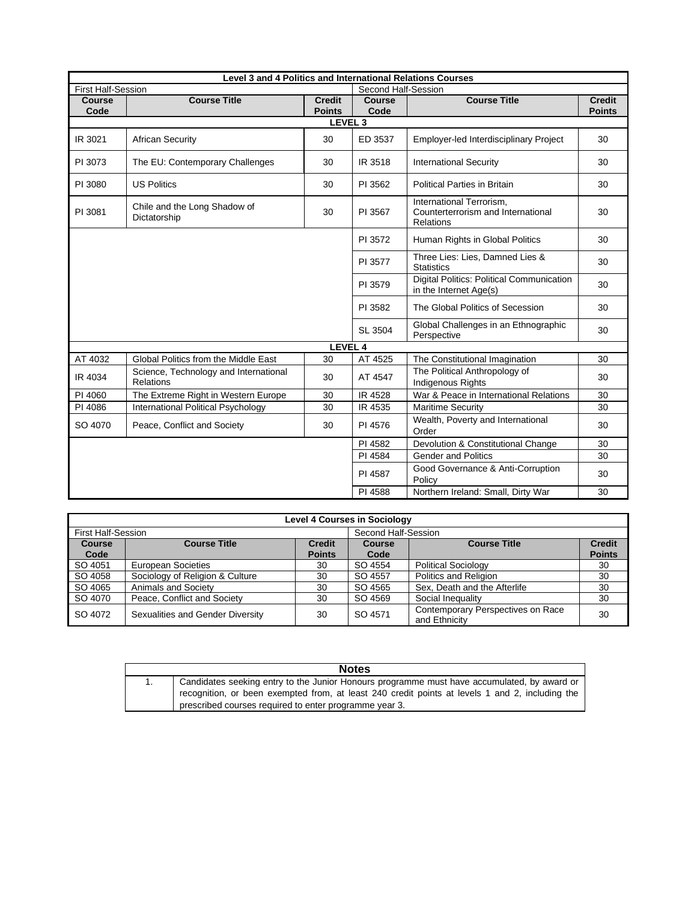| Level 3 and 4 Politics and International Relations Courses | | | | | |
|---|---|---|---|---|---|
| First Half-Session | | | Second Half-Session | | |
| **Course Code** | **Course Title** | **Credit Points** | **Course Code** | **Course Title** | **Credit Points** |
| **LEVEL 3** | | | | | |
| IR 3021 | African Security | 30 | ED 3537 | Employer-led Interdisciplinary Project | 30 |
| PI 3073 | The EU: Contemporary Challenges | 30 | IR 3518 | International Security | 30 |
| PI 3080 | US Politics | 30 | PI 3562 | Political Parties in Britain | 30 |
| PI 3081 | Chile and the Long Shadow of Dictatorship | 30 | PI 3567 | International Terrorism, Counterterrorism and International Relations | 30 |
| | | | PI 3572 | Human Rights in Global Politics | 30 |
| | | | PI 3577 | Three Lies: Lies, Damned Lies & Statistics | 30 |
| | | | PI 3579 | Digital Politics: Political Communication in the Internet Age(s) | 30 |
| | | | PI 3582 | The Global Politics of Secession | 30 |
| | | | SL 3504 | Global Challenges in an Ethnographic Perspective | 30 |
| **LEVEL 4** | | | | | |
| AT 4032 | Global Politics from the Middle East | 30 | AT 4525 | The Constitutional Imagination | 30 |
| IR 4034 | Science, Technology and International Relations | 30 | AT 4547 | The Political Anthropology of Indigenous Rights | 30 |
| PI 4060 | The Extreme Right in Western Europe | 30 | IR 4528 | War & Peace in International Relations | 30 |
| PI 4086 | International Political Psychology | 30 | IR 4535 | Maritime Security | 30 |
| SO 4070 | Peace, Conflict and Society | 30 | PI 4576 | Wealth, Poverty and International Order | 30 |
| | | | PI 4582 | Devolution & Constitutional Change | 30 |
| | | | PI 4584 | Gender and Politics | 30 |
| | | | PI 4587 | Good Governance & Anti-Corruption Policy | 30 |
| | | | PI 4588 | Northern Ireland: Small, Dirty War | 30 |

| Level 4 Courses in Sociology | | | | | |
|---|---|---|---|---|---|
| First Half-Session | | | Second Half-Session | | |
| **Course Code** | **Course Title** | **Credit Points** | **Course Code** | **Course Title** | **Credit Points** |
| SO 4051 | European Societies | 30 | SO 4554 | Political Sociology | 30 |
| SO 4058 | Sociology of Religion & Culture | 30 | SO 4557 | Politics and Religion | 30 |
| SO 4065 | Animals and Society | 30 | SO 4565 | Sex, Death and the Afterlife | 30 |
| SO 4070 | Peace, Conflict and Society | 30 | SO 4569 | Social Inequality | 30 |
| SO 4072 | Sexualities and Gender Diversity | 30 | SO 4571 | Contemporary Perspectives on Race and Ethnicity | 30 |

| **Notes** | |
|---|---|
| 1. | Candidates seeking entry to the Junior Honours programme must have accumulated, by award or recognition, or been exempted from, at least 240 credit points at levels 1 and 2, including the prescribed courses required to enter programme year 3. |